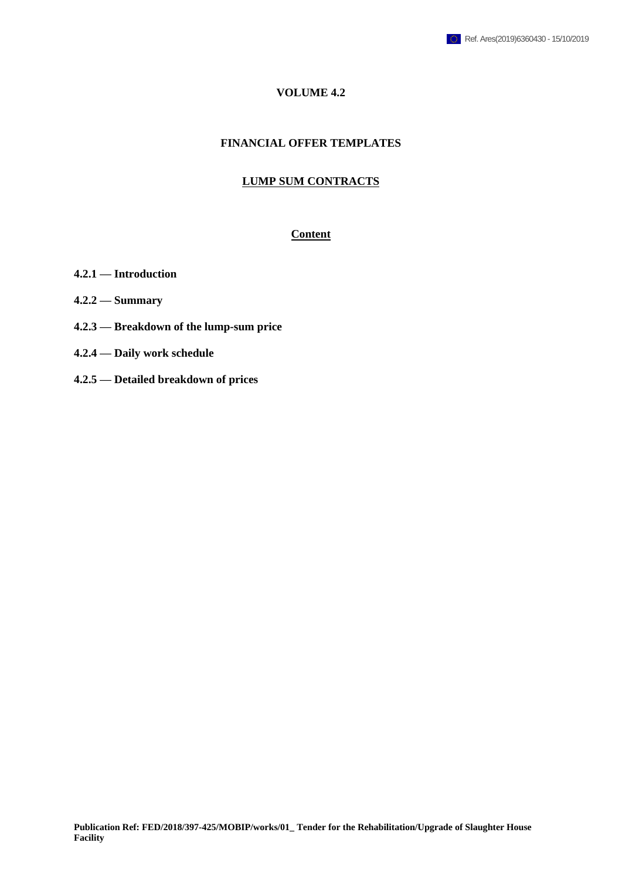Ref. Ares(2019)6360430 - 15/10/2019

# VOLUME 4.2

## FINANCIAL OFFER TEMPLATES

## LUMP SUM CONTRACTS

### Content

**4.2.1 — Introduction**

**4.2.2 — Summary**

**4.2.3 — Breakdown of the lump-sum price**

**4.2.4 — Daily work schedule**

**4.2.5 — Detailed breakdown of prices**

**Publication Ref: FED/2018/397-425/MOBIP/works/01_ Tender for the Rehabilitation/Upgrade of Slaughter House Facility**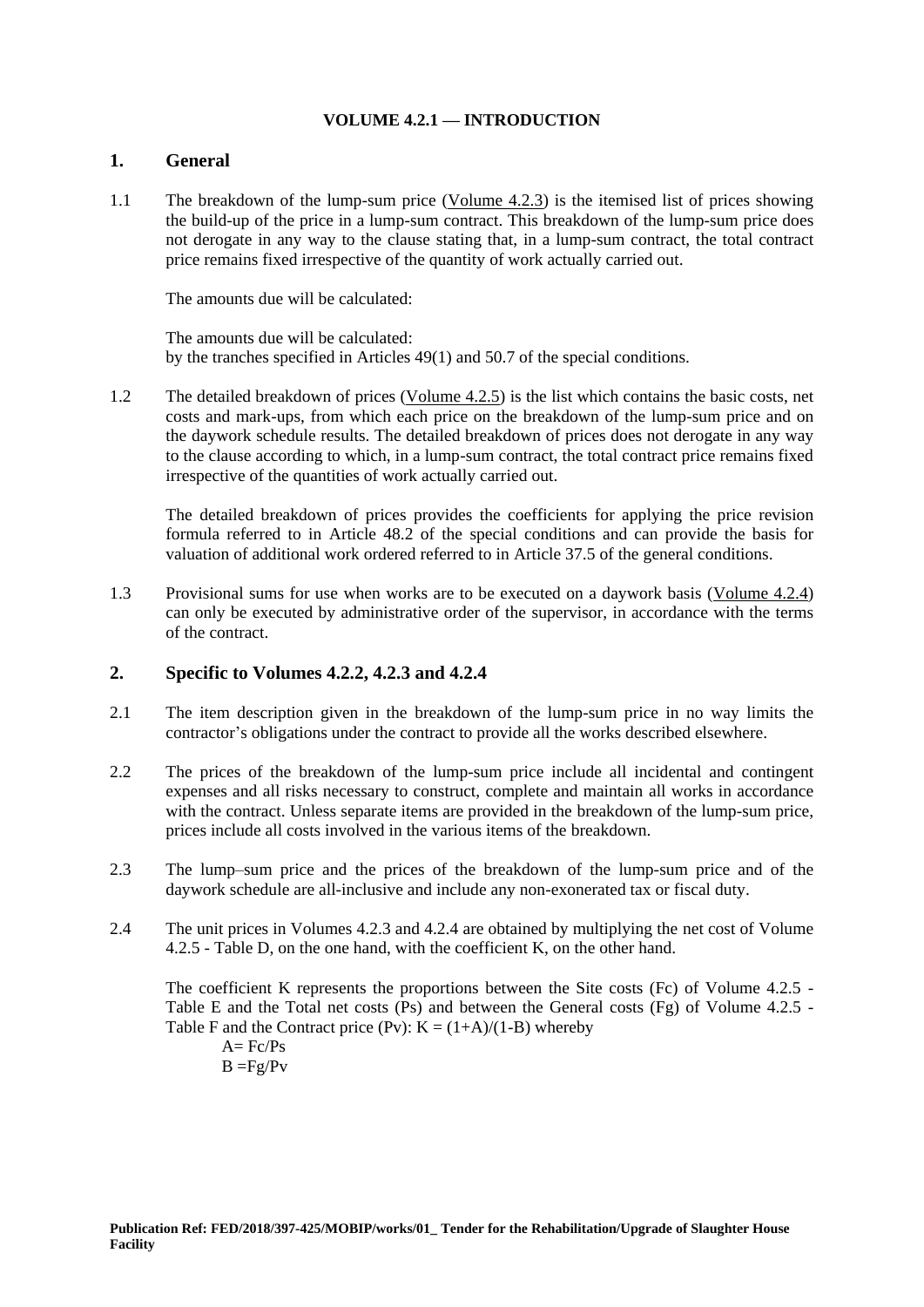**VOLUME 4.2.1 — INTRODUCTION**

## 1. General

1.1 The breakdown of the lump-sum price (Volume 4.2.3) is the itemised list of prices showing the build-up of the price in a lump-sum contract. This breakdown of the lump-sum price does not derogate in any way to the clause stating that, in a lump-sum contract, the total contract price remains fixed irrespective of the quantity of work actually carried out.

The amounts due will be calculated:

The amounts due will be calculated:
by the tranches specified in Articles 49(1) and 50.7 of the special conditions.

1.2 The detailed breakdown of prices (Volume 4.2.5) is the list which contains the basic costs, net costs and mark-ups, from which each price on the breakdown of the lump-sum price and on the daywork schedule results. The detailed breakdown of prices does not derogate in any way to the clause according to which, in a lump-sum contract, the total contract price remains fixed irrespective of the quantities of work actually carried out.

The detailed breakdown of prices provides the coefficients for applying the price revision formula referred to in Article 48.2 of the special conditions and can provide the basis for valuation of additional work ordered referred to in Article 37.5 of the general conditions.

1.3 Provisional sums for use when works are to be executed on a daywork basis (Volume 4.2.4) can only be executed by administrative order of the supervisor, in accordance with the terms of the contract.

## 2. Specific to Volumes 4.2.2, 4.2.3 and 4.2.4

2.1 The item description given in the breakdown of the lump-sum price in no way limits the contractor's obligations under the contract to provide all the works described elsewhere.

2.2 The prices of the breakdown of the lump-sum price include all incidental and contingent expenses and all risks necessary to construct, complete and maintain all works in accordance with the contract. Unless separate items are provided in the breakdown of the lump-sum price, prices include all costs involved in the various items of the breakdown.

2.3 The lump–sum price and the prices of the breakdown of the lump-sum price and of the daywork schedule are all-inclusive and include any non-exonerated tax or fiscal duty.

2.4 The unit prices in Volumes 4.2.3 and 4.2.4 are obtained by multiplying the net cost of Volume 4.2.5 - Table D, on the one hand, with the coefficient K, on the other hand.

The coefficient K represents the proportions between the Site costs (Fc) of Volume 4.2.5 - Table E and the Total net costs (Ps) and between the General costs (Fg) of Volume 4.2.5 - Table F and the Contract price (Pv): $K = (1+A)/(1-B)$ whereby

$A = Fc/Ps$

$B = Fg/Pv$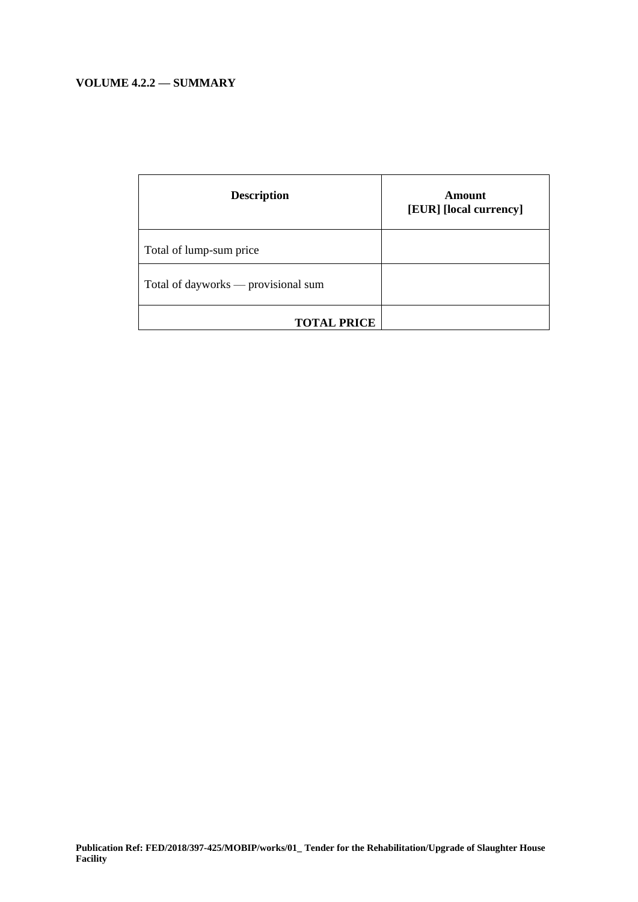**VOLUME 4.2.2 — SUMMARY**

| **Description** | **Amount [EUR] [local currency]** |
|---|---|
| Total of lump-sum price | |
| Total of dayworks — provisional sum | |
| **TOTAL PRICE** | |

**Publication Ref: FED/2018/397-425/MOBIP/works/01_ Tender for the Rehabilitation/Upgrade of Slaughter House Facility**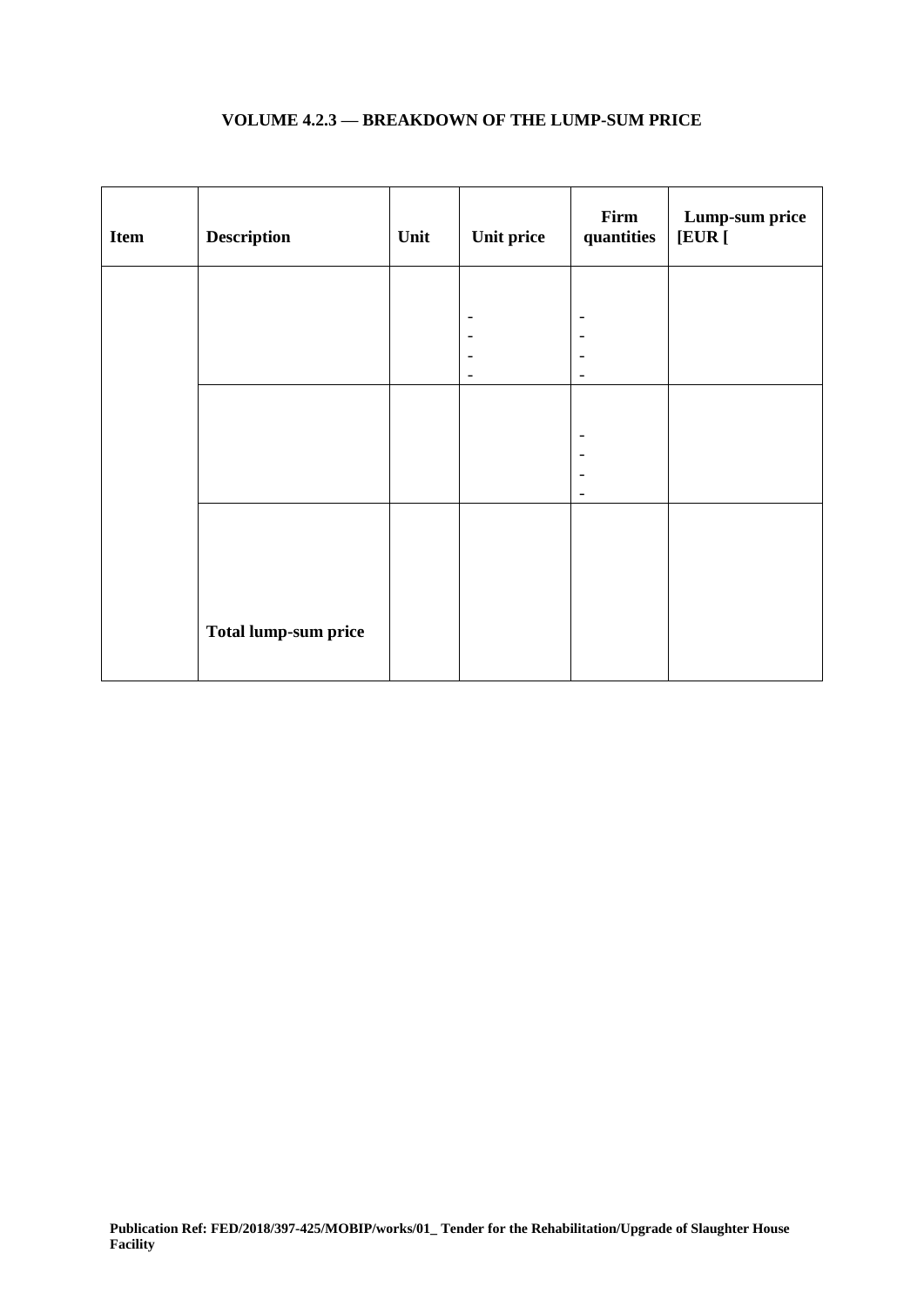**VOLUME 4.2.3 — BREAKDOWN OF THE LUMP-SUM PRICE**

| Item | Description | Unit | Unit price | Firm quantities | Lump-sum price [EUR [ |
|---|---|---|---|---|---|
| | | | -<br>-<br>-<br>- | -<br>-<br>-<br>- | |
| | | | | -<br>-<br>-<br>- | |
| | **Total lump-sum price** | | | | |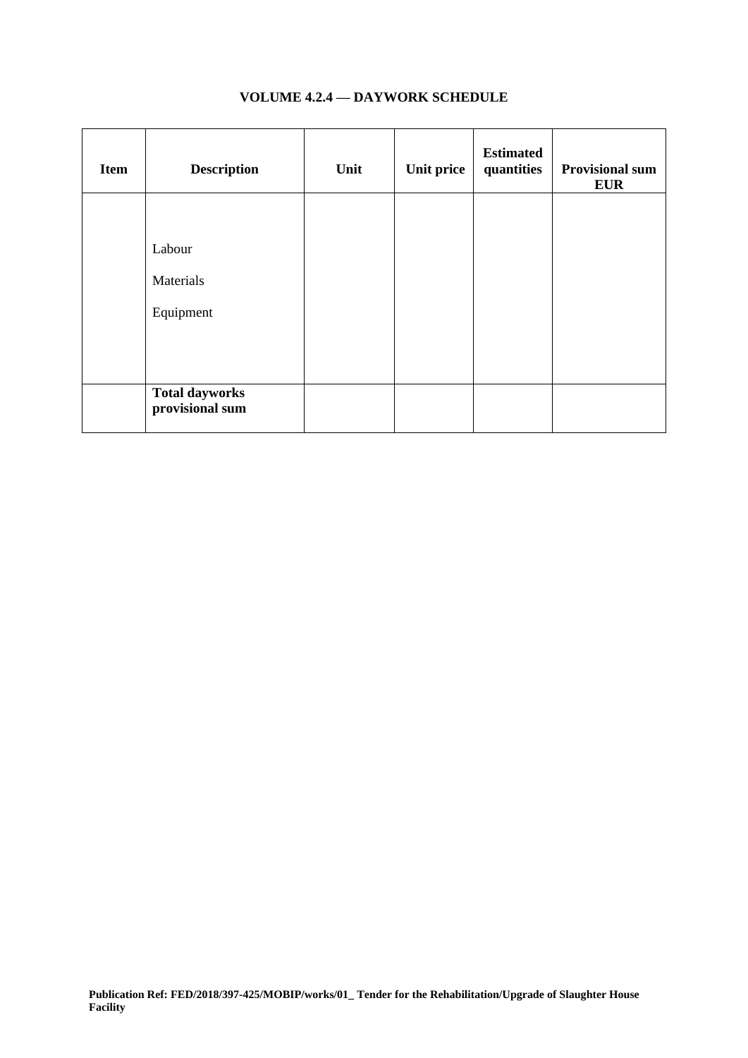# VOLUME 4.2.4 — DAYWORK SCHEDULE

| Item | Description | Unit | Unit price | Estimated quantities | Provisional sum EUR |
|---|---|---|---|---|---|
| | Labour<br>Materials<br>Equipment | | | | |
| | **Total dayworks provisional sum** | | | | |

**Publication Ref: FED/2018/397-425/MOBIP/works/01_ Tender for the Rehabilitation/Upgrade of Slaughter House Facility**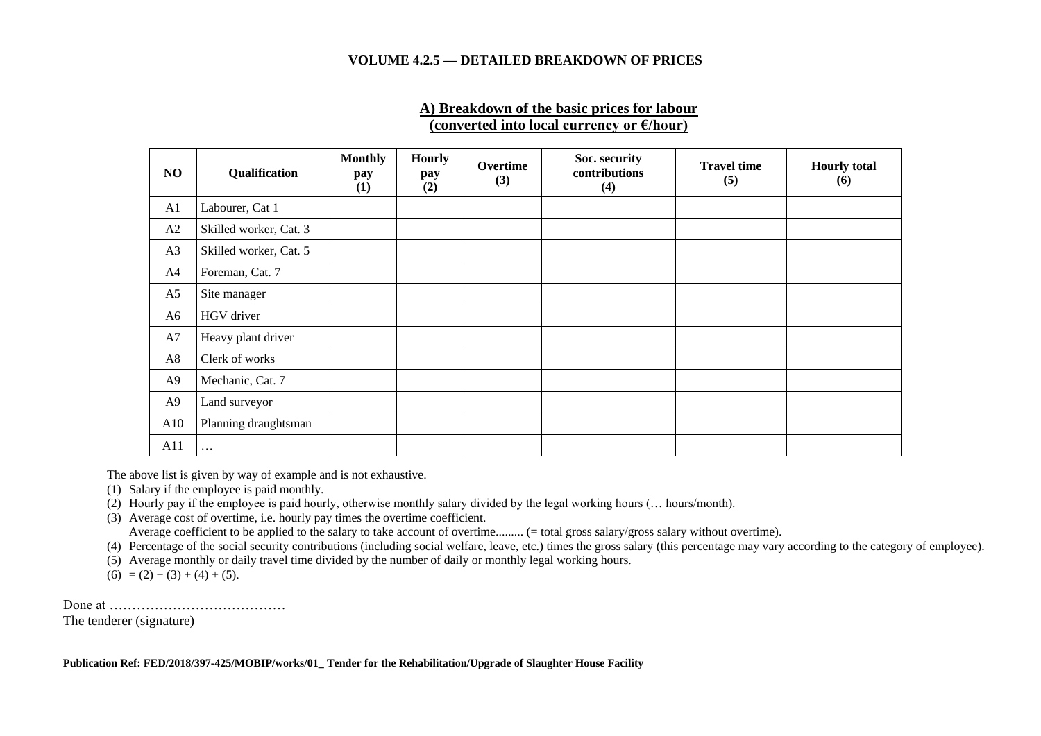## VOLUME 4.2.5 — DETAILED BREAKDOWN OF PRICES

### A) Breakdown of the basic prices for labour (converted into local currency or €/hour)

| NO | Qualification | Monthly pay (1) | Hourly pay (2) | Overtime (3) | Soc. security contributions (4) | Travel time (5) | Hourly total (6) |
|---|---|---|---|---|---|---|---|
| A1 | Labourer, Cat 1 | | | | | | |
| A2 | Skilled worker, Cat. 3 | | | | | | |
| A3 | Skilled worker, Cat. 5 | | | | | | |
| A4 | Foreman, Cat. 7 | | | | | | |
| A5 | Site manager | | | | | | |
| A6 | HGV driver | | | | | | |
| A7 | Heavy plant driver | | | | | | |
| A8 | Clerk of works | | | | | | |
| A9 | Mechanic, Cat. 7 | | | | | | |
| A9 | Land surveyor | | | | | | |
| A10 | Planning draughtsman | | | | | | |
| A11 | … | | | | | | |

The above list is given by way of example and is not exhaustive.

(1) Salary if the employee is paid monthly.
(2) Hourly pay if the employee is paid hourly, otherwise monthly salary divided by the legal working hours (… hours/month).
(3) Average cost of overtime, i.e. hourly pay times the overtime coefficient.
Average coefficient to be applied to the salary to take account of overtime......... (= total gross salary/gross salary without overtime).
(4) Percentage of the social security contributions (including social welfare, leave, etc.) times the gross salary (this percentage may vary according to the category of employee).
(5) Average monthly or daily travel time divided by the number of daily or monthly legal working hours.
(6) = (2) + (3) + (4) + (5).

Done at …………………………………
The tenderer (signature)

**Publication Ref: FED/2018/397-425/MOBIP/works/01_ Tender for the Rehabilitation/Upgrade of Slaughter House Facility**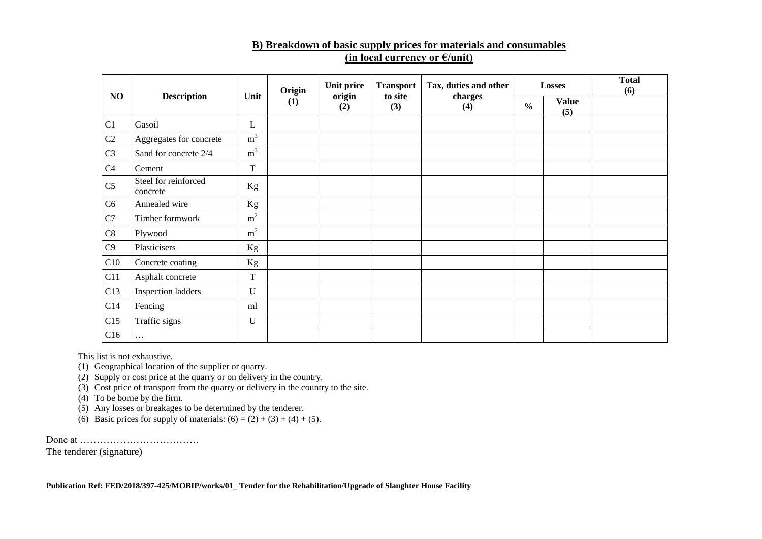**B) Breakdown of basic supply prices for materials and consumables**
**(in local currency or €/unit)**

| NO | Description | Unit | Origin (1) | Unit price origin (2) | Transport to site (3) | Tax, duties and other charges (4) | Losses | | Total (6) |
|---|---|---|---|---|---|---|---|---|---|
| | | | | | | | % | Value (5) | |
| C1 | Gasoil | L | | | | | | | |
| C2 | Aggregates for concrete | $m^3$ | | | | | | | |
| C3 | Sand for concrete 2/4 | $m^3$ | | | | | | | |
| C4 | Cement | T | | | | | | | |
| C5 | Steel for reinforced concrete | Kg | | | | | | | |
| C6 | Annealed wire | Kg | | | | | | | |
| C7 | Timber formwork | $m^2$ | | | | | | | |
| C8 | Plywood | $m^2$ | | | | | | | |
| C9 | Plasticisers | Kg | | | | | | | |
| C10 | Concrete coating | Kg | | | | | | | |
| C11 | Asphalt concrete | T | | | | | | | |
| C13 | Inspection ladders | U | | | | | | | |
| C14 | Fencing | ml | | | | | | | |
| C15 | Traffic signs | U | | | | | | | |
| C16 | … | | | | | | | | |

This list is not exhaustive.

(1) Geographical location of the supplier or quarry.
(2) Supply or cost price at the quarry or on delivery in the country.
(3) Cost price of transport from the quarry or delivery in the country to the site.
(4) To be borne by the firm.
(5) Any losses or breakages to be determined by the tenderer.
(6) Basic prices for supply of materials: (6) = (2) + (3) + (4) + (5).

Done at ………………………………
The tenderer (signature)

**Publication Ref: FED/2018/397-425/MOBIP/works/01_ Tender for the Rehabilitation/Upgrade of Slaughter House Facility**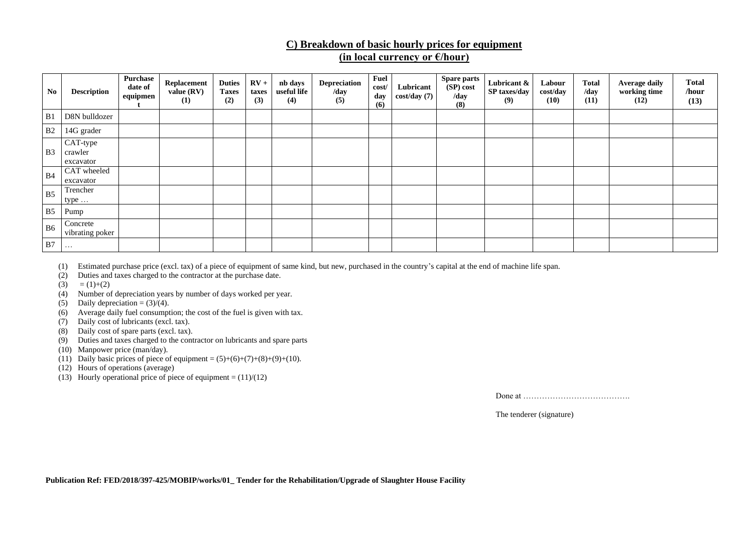## C) Breakdown of basic hourly prices for equipment
## (in local currency or €/hour)

| No | Description | Purchase date of equipment | Replacement value (RV) (1) | Duties Taxes (2) | RV + taxes (3) | nb days useful life (4) | Depreciation /day (5) | Fuel cost/ day (6) | Lubricant cost/day (7) | Spare parts (SP) cost /day (8) | Lubricant & SP taxes/day (9) | Labour cost/day (10) | Total /day (11) | Average daily working time (12) | Total /hour (13) |
|---|---|---|---|---|---|---|---|---|---|---|---|---|---|---|---|
| B1 | D8N bulldozer | | | | | | | | | | | | | | |
| B2 | 14G grader | | | | | | | | | | | | | | |
| B3 | CAT-type crawler excavator | | | | | | | | | | | | | | |
| B4 | CAT wheeled excavator | | | | | | | | | | | | | | |
| B5 | Trencher type … | | | | | | | | | | | | | | |
| B5 | Pump | | | | | | | | | | | | | | |
| B6 | Concrete vibrating poker | | | | | | | | | | | | | | |
| B7 | … | | | | | | | | | | | | | | |

(1) Estimated purchase price (excl. tax) of a piece of equipment of same kind, but new, purchased in the country's capital at the end of machine life span.
(2) Duties and taxes charged to the contractor at the purchase date.
(3) = (1)+(2)
(4) Number of depreciation years by number of days worked per year.
(5) Daily depreciation = (3)/(4).
(6) Average daily fuel consumption; the cost of the fuel is given with tax.
(7) Daily cost of lubricants (excl. tax).
(8) Daily cost of spare parts (excl. tax).
(9) Duties and taxes charged to the contractor on lubricants and spare parts
(10) Manpower price (man/day).
(11) Daily basic prices of piece of equipment = (5)+(6)+(7)+(8)+(9)+(10).
(12) Hours of operations (average)
(13) Hourly operational price of piece of equipment = (11)/(12)

Done at ………………………………….

The tenderer (signature)

**Publication Ref: FED/2018/397-425/MOBIP/works/01_ Tender for the Rehabilitation/Upgrade of Slaughter House Facility**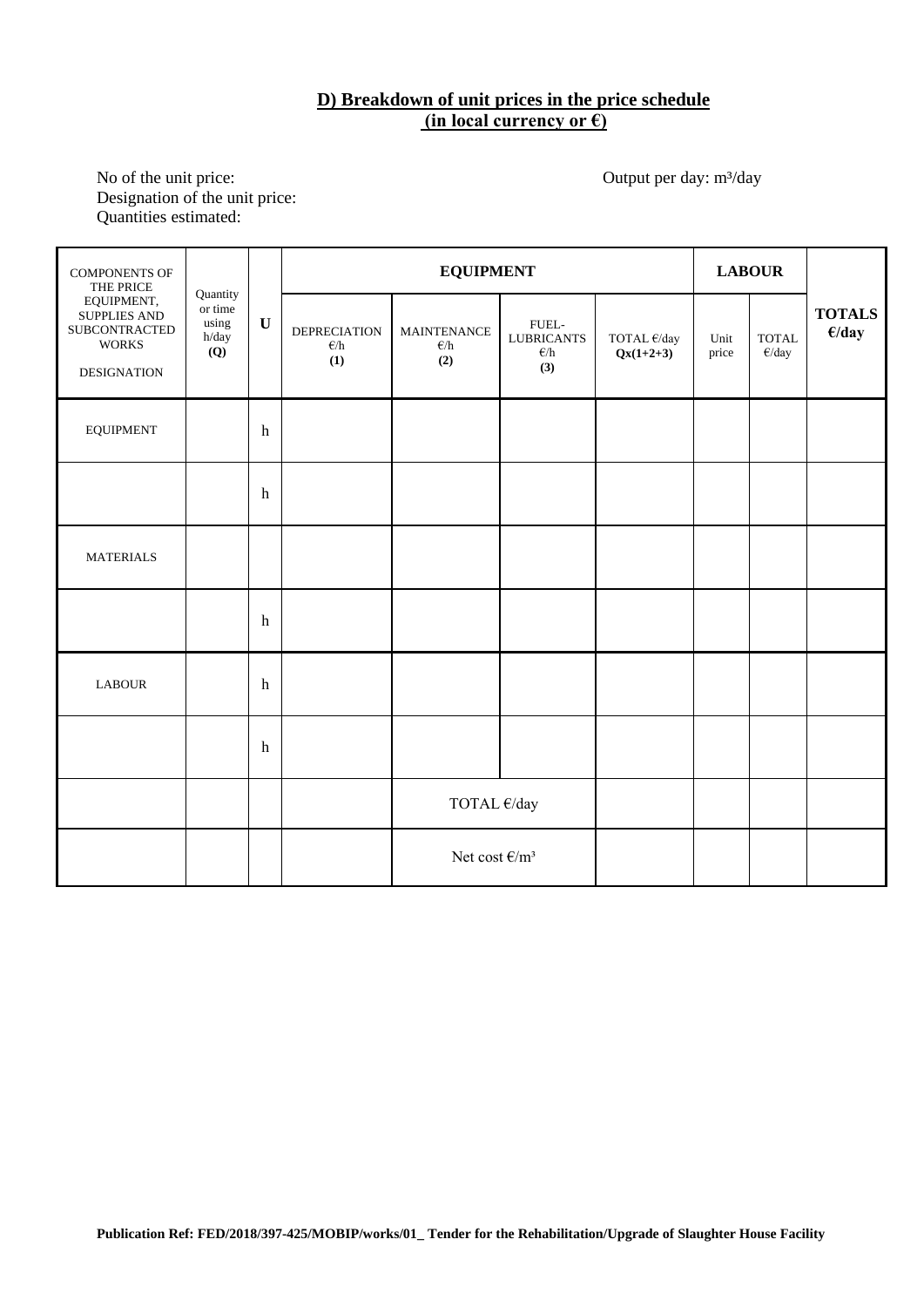## D) Breakdown of unit prices in the price schedule (in local currency or €)

No of the unit price:
Designation of the unit price:
Quantities estimated:

Output per day: m³/day

| COMPONENTS OF THE PRICE EQUIPMENT, SUPPLIES AND SUBCONTRACTED WORKS DESIGNATION | Quantity or time using h/day (Q) | U | EQUIPMENT | | | | LABOUR | | TOTALS €/day |
|---|---|---|---|---|---|---|---|---|---|
| | | | DEPRECIATION €/h (1) | MAINTENANCE €/h (2) | FUEL-LUBRICANTS €/h (3) | TOTAL €/day Qx(1+2+3) | Unit price | TOTAL €/day | |
| EQUIPMENT | | h | | | | | | | |
| | | h | | | | | | | |
| MATERIALS | | | | | | | | | |
| | | h | | | | | | | |
| LABOUR | | h | | | | | | | |
| | | h | | | | | | | |
| | | | | TOTAL €/day | | | | | |
| | | | | Net cost €/m³ | | | | | |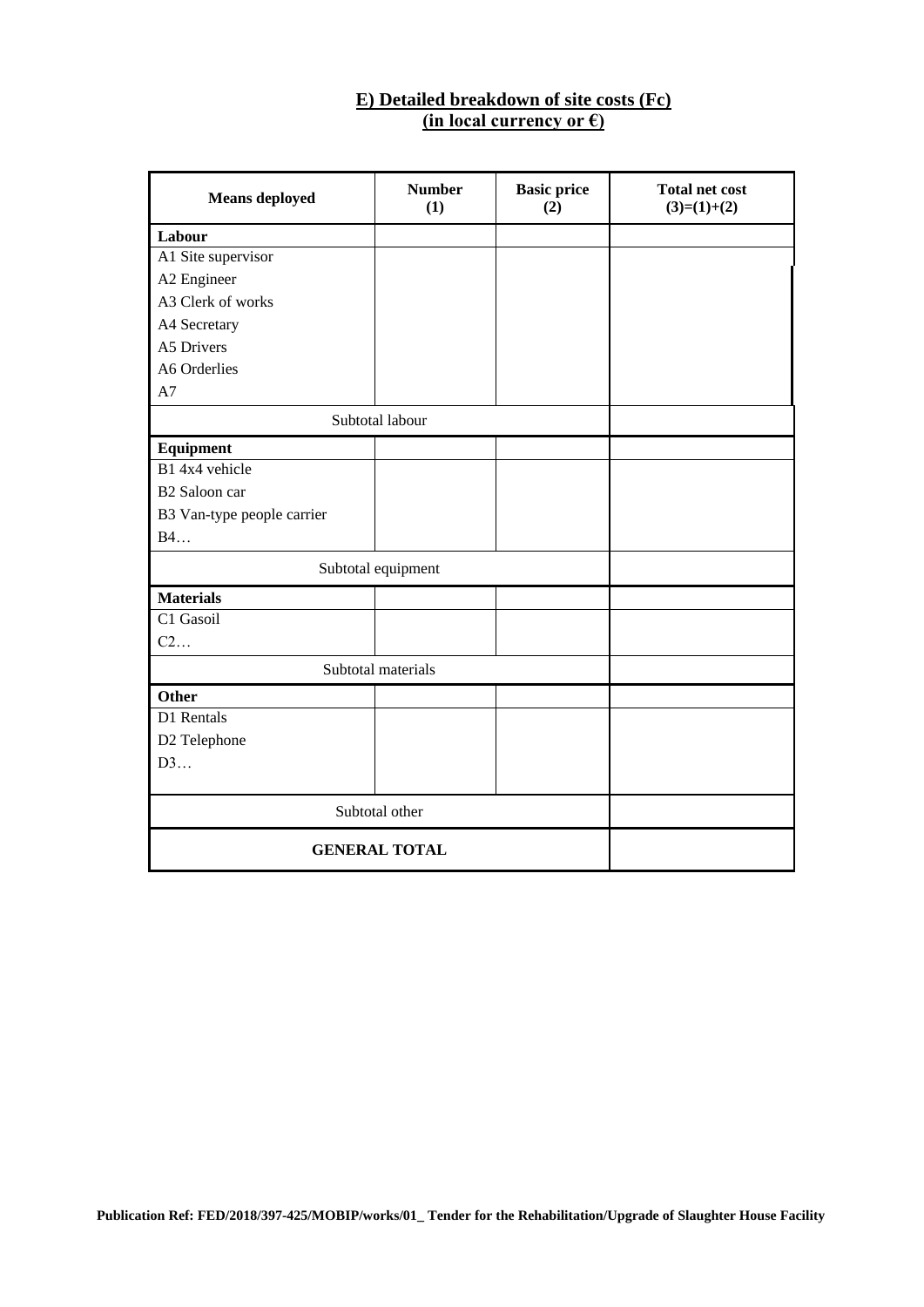## E) Detailed breakdown of site costs (Fc)
## (in local currency or €)

| Means deployed | Number (1) | Basic price (2) | Total net cost (3)=(1)+(2) |
|---|---|---|---|
| **Labour** | | | |
| A1 Site supervisor | | | |
| A2 Engineer | | | |
| A3 Clerk of works | | | |
| A4 Secretary | | | |
| A5 Drivers | | | |
| A6 Orderlies | | | |
| A7 | | | |
| Subtotal labour | | | |
| **Equipment** | | | |
| B1 4x4 vehicle | | | |
| B2 Saloon car | | | |
| B3 Van-type people carrier | | | |
| B4… | | | |
| Subtotal equipment | | | |
| **Materials** | | | |
| C1 Gasoil | | | |
| C2… | | | |
| Subtotal materials | | | |
| **Other** | | | |
| D1 Rentals | | | |
| D2 Telephone | | | |
| D3… | | | |
| Subtotal other | | | |
| **GENERAL TOTAL** | | | |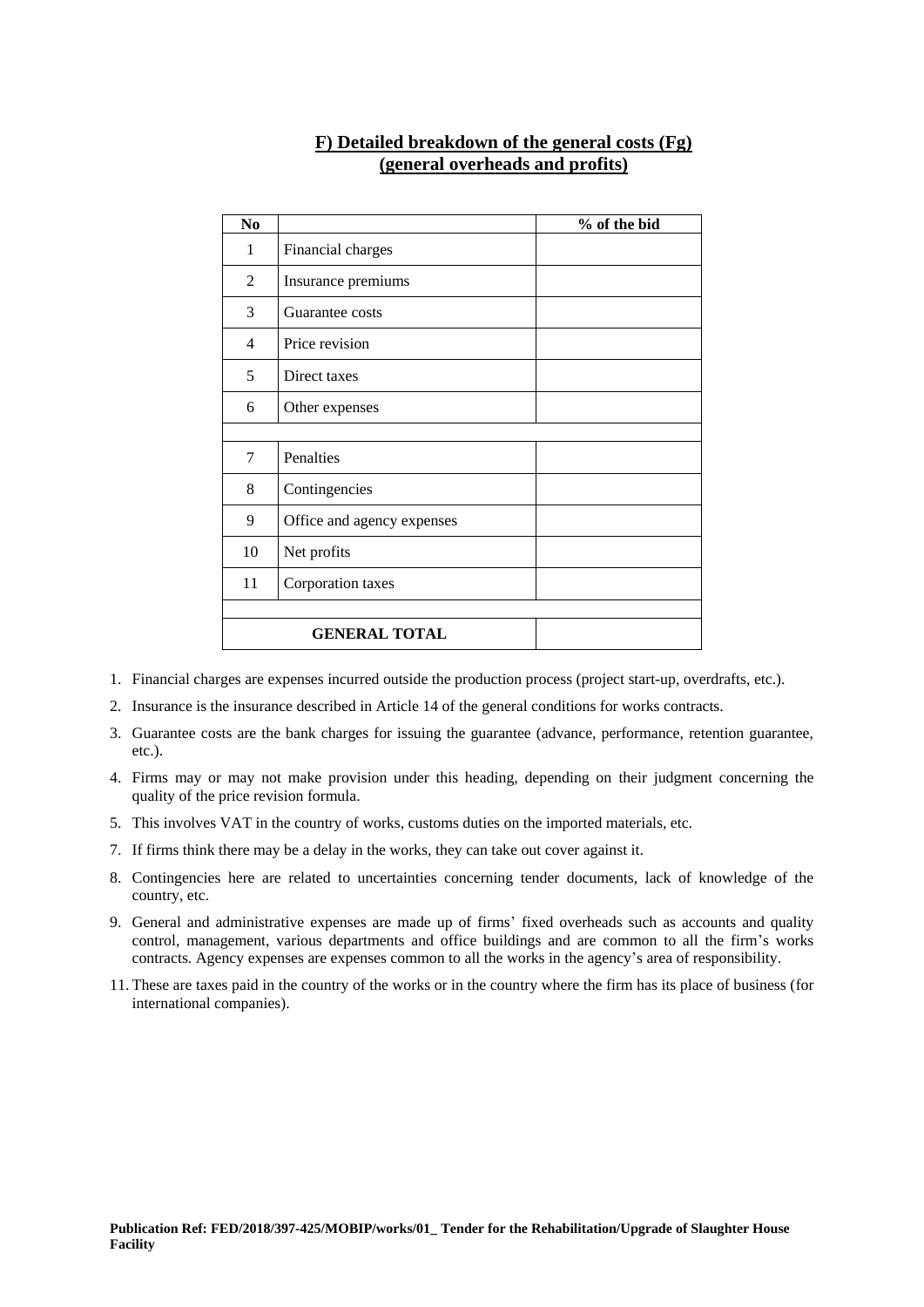## F) Detailed breakdown of the general costs (Fg) (general overheads and profits)

| No | | % of the bid |
|---|---|---|
| 1 | Financial charges | |
| 2 | Insurance premiums | |
| 3 | Guarantee costs | |
| 4 | Price revision | |
| 5 | Direct taxes | |
| 6 | Other expenses | |
| | | |
| 7 | Penalties | |
| 8 | Contingencies | |
| 9 | Office and agency expenses | |
| 10 | Net profits | |
| 11 | Corporation taxes | |
| | | |
| | **GENERAL TOTAL** | |

1. Financial charges are expenses incurred outside the production process (project start-up, overdrafts, etc.).
2. Insurance is the insurance described in Article 14 of the general conditions for works contracts.
3. Guarantee costs are the bank charges for issuing the guarantee (advance, performance, retention guarantee, etc.).
4. Firms may or may not make provision under this heading, depending on their judgment concerning the quality of the price revision formula.
5. This involves VAT in the country of works, customs duties on the imported materials, etc.
7. If firms think there may be a delay in the works, they can take out cover against it.
8. Contingencies here are related to uncertainties concerning tender documents, lack of knowledge of the country, etc.
9. General and administrative expenses are made up of firms' fixed overheads such as accounts and quality control, management, various departments and office buildings and are common to all the firm's works contracts. Agency expenses are expenses common to all the works in the agency's area of responsibility.
11. These are taxes paid in the country of the works or in the country where the firm has its place of business (for international companies).